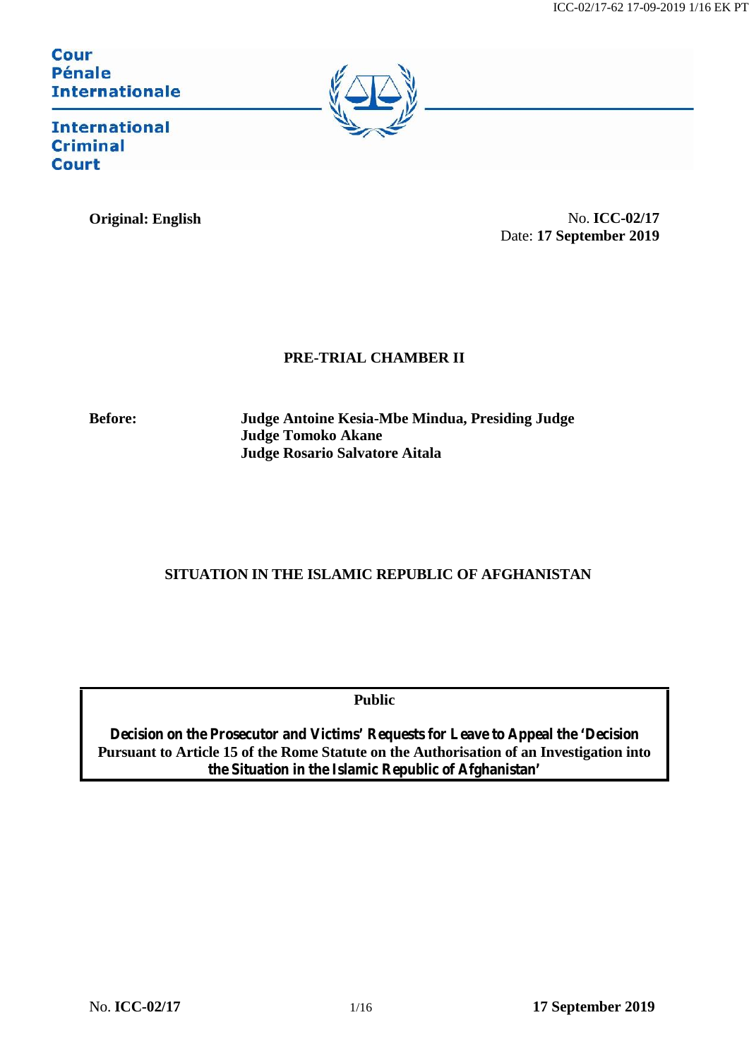Cour
Pénale
Internationale

International
Criminal
Court

**Original: English**

No. **ICC-02/17**
Date: **17 September 2019**

**PRE-TRIAL CHAMBER II**

**Before:** **Judge Antoine Kesia-Mbe Mindua, Presiding Judge**
**Judge Tomoko Akane**
**Judge Rosario Salvatore Aitala**

**SITUATION IN THE ISLAMIC REPUBLIC OF AFGHANISTAN**

**Public**

**Decision on the Prosecutor and Victims' Requests for Leave to Appeal the 'Decision Pursuant to Article 15 of the Rome Statute on the Authorisation of an Investigation into the Situation in the Islamic Republic of Afghanistan'**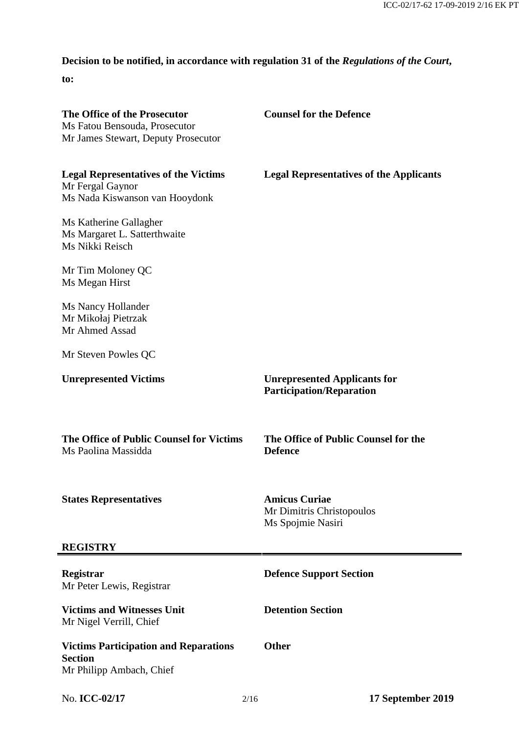**Decision to be notified, in accordance with regulation 31 of the *Regulations of the Court*, to:**

**The Office of the Prosecutor**
Ms Fatou Bensouda, Prosecutor
Mr James Stewart, Deputy Prosecutor

**Counsel for the Defence**

**Legal Representatives of the Victims**
Mr Fergal Gaynor
Ms Nada Kiswanson van Hooydonk

Ms Katherine Gallagher
Ms Margaret L. Satterthwaite
Ms Nikki Reisch

Mr Tim Moloney QC
Ms Megan Hirst

Ms Nancy Hollander
Mr Mikołaj Pietrzak
Mr Ahmed Assad

Mr Steven Powles QC

**Legal Representatives of the Applicants**

**Unrepresented Victims**

**Unrepresented Applicants for Participation/Reparation**

**The Office of Public Counsel for Victims**
Ms Paolina Massidda

**The Office of Public Counsel for the Defence**

**States Representatives**

**Amicus Curiae**
Mr Dimitris Christopoulos
Ms Spojmie Nasiri

**REGISTRY**

**Registrar**
Mr Peter Lewis, Registrar

**Defence Support Section**

**Victims and Witnesses Unit**
Mr Nigel Verrill, Chief

**Detention Section**

**Victims Participation and Reparations Section**
Mr Philipp Ambach, Chief

**Other**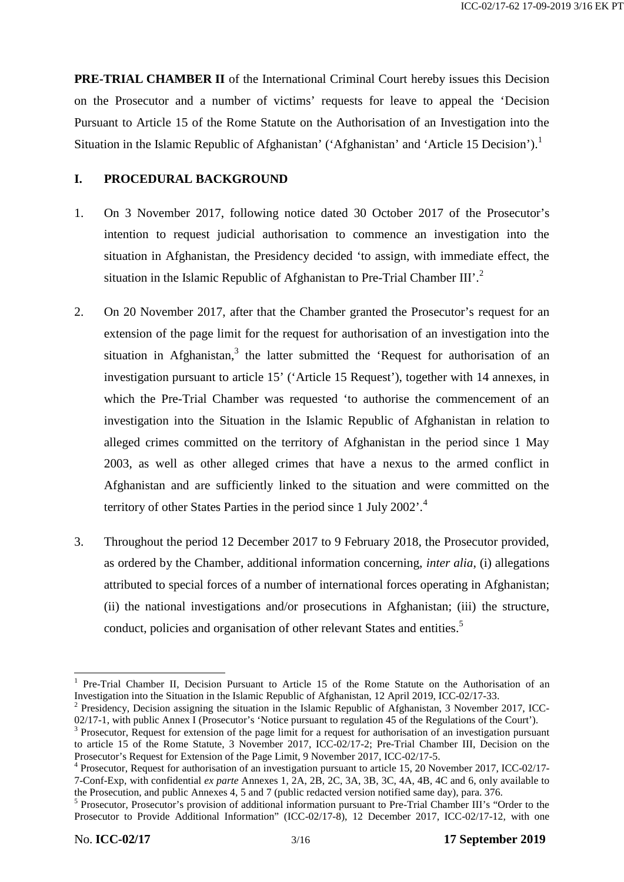**PRE-TRIAL CHAMBER II** of the International Criminal Court hereby issues this Decision on the Prosecutor and a number of victims' requests for leave to appeal the 'Decision Pursuant to Article 15 of the Rome Statute on the Authorisation of an Investigation into the Situation in the Islamic Republic of Afghanistan' ('Afghanistan' and 'Article 15 Decision').[1]

## I. PROCEDURAL BACKGROUND

1. On 3 November 2017, following notice dated 30 October 2017 of the Prosecutor's intention to request judicial authorisation to commence an investigation into the situation in Afghanistan, the Presidency decided 'to assign, with immediate effect, the situation in the Islamic Republic of Afghanistan to Pre-Trial Chamber III'.[2]

2. On 20 November 2017, after that the Chamber granted the Prosecutor's request for an extension of the page limit for the request for authorisation of an investigation into the situation in Afghanistan,[3] the latter submitted the 'Request for authorisation of an investigation pursuant to article 15' ('Article 15 Request'), together with 14 annexes, in which the Pre-Trial Chamber was requested 'to authorise the commencement of an investigation into the Situation in the Islamic Republic of Afghanistan in relation to alleged crimes committed on the territory of Afghanistan in the period since 1 May 2003, as well as other alleged crimes that have a nexus to the armed conflict in Afghanistan and are sufficiently linked to the situation and were committed on the territory of other States Parties in the period since 1 July 2002'.[4]

3. Throughout the period 12 December 2017 to 9 February 2018, the Prosecutor provided, as ordered by the Chamber, additional information concerning, *inter alia*, (i) allegations attributed to special forces of a number of international forces operating in Afghanistan; (ii) the national investigations and/or prosecutions in Afghanistan; (iii) the structure, conduct, policies and organisation of other relevant States and entities.[5]

---

[1] Pre-Trial Chamber II, Decision Pursuant to Article 15 of the Rome Statute on the Authorisation of an Investigation into the Situation in the Islamic Republic of Afghanistan, 12 April 2019, ICC-02/17-33.

[2] Presidency, Decision assigning the situation in the Islamic Republic of Afghanistan, 3 November 2017, ICC-02/17-1, with public Annex I (Prosecutor's 'Notice pursuant to regulation 45 of the Regulations of the Court').

[3] Prosecutor, Request for extension of the page limit for a request for authorisation of an investigation pursuant to article 15 of the Rome Statute, 3 November 2017, ICC-02/17-2; Pre-Trial Chamber III, Decision on the Prosecutor's Request for Extension of the Page Limit, 9 November 2017, ICC-02/17-5.

[4] Prosecutor, Request for authorisation of an investigation pursuant to article 15, 20 November 2017, ICC-02/17-7-Conf-Exp, with confidential *ex parte* Annexes 1, 2A, 2B, 2C, 3A, 3B, 3C, 4A, 4B, 4C and 6, only available to the Prosecution, and public Annexes 4, 5 and 7 (public redacted version notified same day), para. 376.

[5] Prosecutor, Prosecutor's provision of additional information pursuant to Pre-Trial Chamber III's "Order to the Prosecutor to Provide Additional Information" (ICC-02/17-8), 12 December 2017, ICC-02/17-12, with one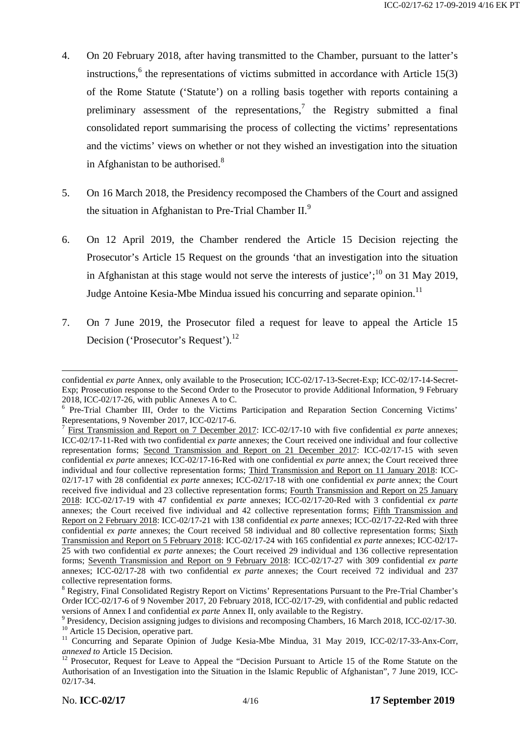4. On 20 February 2018, after having transmitted to the Chamber, pursuant to the latter's instructions,[6] the representations of victims submitted in accordance with Article 15(3) of the Rome Statute ('Statute') on a rolling basis together with reports containing a preliminary assessment of the representations,[7] the Registry submitted a final consolidated report summarising the process of collecting the victims' representations and the victims' views on whether or not they wished an investigation into the situation in Afghanistan to be authorised.[8]

5. On 16 March 2018, the Presidency recomposed the Chambers of the Court and assigned the situation in Afghanistan to Pre-Trial Chamber II.[9]

6. On 12 April 2019, the Chamber rendered the Article 15 Decision rejecting the Prosecutor's Article 15 Request on the grounds 'that an investigation into the situation in Afghanistan at this stage would not serve the interests of justice';[10] on 31 May 2019, Judge Antoine Kesia-Mbe Mindua issued his concurring and separate opinion.[11]

7. On 7 June 2019, the Prosecutor filed a request for leave to appeal the Article 15 Decision ('Prosecutor's Request').[12]

---

confidential *ex parte* Annex, only available to the Prosecution; ICC-02/17-13-Secret-Exp; ICC-02/17-14-Secret-Exp; Prosecution response to the Second Order to the Prosecutor to provide Additional Information, 9 February 2018, ICC-02/17-26, with public Annexes A to C.

[6] Pre-Trial Chamber III, Order to the Victims Participation and Reparation Section Concerning Victims' Representations, 9 November 2017, ICC-02/17-6.

[7] First Transmission and Report on 7 December 2017: ICC-02/17-10 with five confidential *ex parte* annexes; ICC-02/17-11-Red with two confidential *ex parte* annexes; the Court received one individual and four collective representation forms; Second Transmission and Report on 21 December 2017: ICC-02/17-15 with seven confidential *ex parte* annexes; ICC-02/17-16-Red with one confidential *ex parte* annex; the Court received three individual and four collective representation forms; Third Transmission and Report on 11 January 2018: ICC-02/17-17 with 28 confidential *ex parte* annexes; ICC-02/17-18 with one confidential *ex parte* annex; the Court received five individual and 23 collective representation forms; Fourth Transmission and Report on 25 January 2018: ICC-02/17-19 with 47 confidential *ex parte* annexes; ICC-02/17-20-Red with 3 confidential *ex parte* annexes; the Court received five individual and 42 collective representation forms; Fifth Transmission and Report on 2 February 2018: ICC-02/17-21 with 138 confidential *ex parte* annexes; ICC-02/17-22-Red with three confidential *ex parte* annexes; the Court received 58 individual and 80 collective representation forms; Sixth Transmission and Report on 5 February 2018: ICC-02/17-24 with 165 confidential *ex parte* annexes; ICC-02/17-25 with two confidential *ex parte* annexes; the Court received 29 individual and 136 collective representation forms; Seventh Transmission and Report on 9 February 2018: ICC-02/17-27 with 309 confidential *ex parte* annexes; ICC-02/17-28 with two confidential *ex parte* annexes; the Court received 72 individual and 237 collective representation forms.

[8] Registry, Final Consolidated Registry Report on Victims' Representations Pursuant to the Pre-Trial Chamber's Order ICC-02/17-6 of 9 November 2017, 20 February 2018, ICC-02/17-29, with confidential and public redacted versions of Annex I and confidential *ex parte* Annex II, only available to the Registry.

[9] Presidency, Decision assigning judges to divisions and recomposing Chambers, 16 March 2018, ICC-02/17-30.

[10] Article 15 Decision, operative part.

[11] Concurring and Separate Opinion of Judge Kesia-Mbe Mindua, 31 May 2019, ICC-02/17-33-Anx-Corr, *annexed to* Article 15 Decision.

[12] Prosecutor, Request for Leave to Appeal the "Decision Pursuant to Article 15 of the Rome Statute on the Authorisation of an Investigation into the Situation in the Islamic Republic of Afghanistan", 7 June 2019, ICC-02/17-34.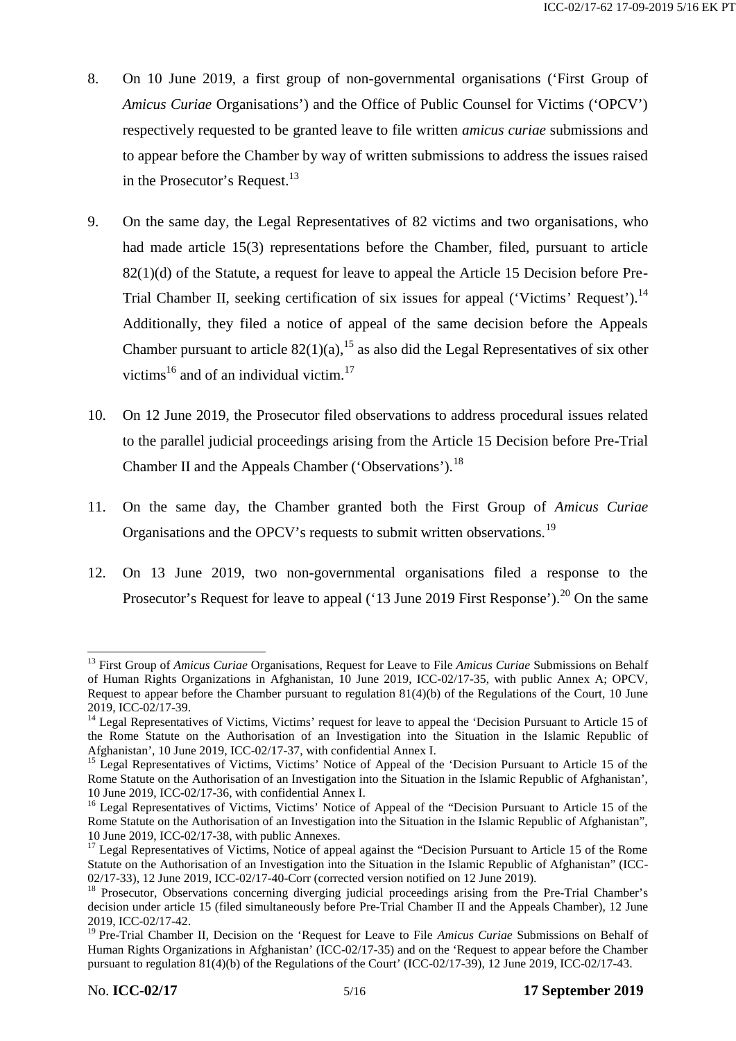8. On 10 June 2019, a first group of non-governmental organisations ('First Group of *Amicus Curiae* Organisations') and the Office of Public Counsel for Victims ('OPCV') respectively requested to be granted leave to file written *amicus curiae* submissions and to appear before the Chamber by way of written submissions to address the issues raised in the Prosecutor's Request.[13]

9. On the same day, the Legal Representatives of 82 victims and two organisations, who had made article 15(3) representations before the Chamber, filed, pursuant to article 82(1)(d) of the Statute, a request for leave to appeal the Article 15 Decision before Pre-Trial Chamber II, seeking certification of six issues for appeal ('Victims' Request').[14] Additionally, they filed a notice of appeal of the same decision before the Appeals Chamber pursuant to article 82(1)(a),[15] as also did the Legal Representatives of six other victims[16] and of an individual victim.[17]

10. On 12 June 2019, the Prosecutor filed observations to address procedural issues related to the parallel judicial proceedings arising from the Article 15 Decision before Pre-Trial Chamber II and the Appeals Chamber ('Observations').[18]

11. On the same day, the Chamber granted both the First Group of *Amicus Curiae* Organisations and the OPCV's requests to submit written observations.[19]

12. On 13 June 2019, two non-governmental organisations filed a response to the Prosecutor's Request for leave to appeal ('13 June 2019 First Response').[20] On the same

---

[13] First Group of *Amicus Curiae* Organisations, Request for Leave to File *Amicus Curiae* Submissions on Behalf of Human Rights Organizations in Afghanistan, 10 June 2019, ICC-02/17-35, with public Annex A; OPCV, Request to appear before the Chamber pursuant to regulation 81(4)(b) of the Regulations of the Court, 10 June 2019, ICC-02/17-39.

[14] Legal Representatives of Victims, Victims' request for leave to appeal the 'Decision Pursuant to Article 15 of the Rome Statute on the Authorisation of an Investigation into the Situation in the Islamic Republic of Afghanistan', 10 June 2019, ICC-02/17-37, with confidential Annex I.

[15] Legal Representatives of Victims, Victims' Notice of Appeal of the 'Decision Pursuant to Article 15 of the Rome Statute on the Authorisation of an Investigation into the Situation in the Islamic Republic of Afghanistan', 10 June 2019, ICC-02/17-36, with confidential Annex I.

[16] Legal Representatives of Victims, Victims' Notice of Appeal of the "Decision Pursuant to Article 15 of the Rome Statute on the Authorisation of an Investigation into the Situation in the Islamic Republic of Afghanistan", 10 June 2019, ICC-02/17-38, with public Annexes.

[17] Legal Representatives of Victims, Notice of appeal against the "Decision Pursuant to Article 15 of the Rome Statute on the Authorisation of an Investigation into the Situation in the Islamic Republic of Afghanistan" (ICC-02/17-33), 12 June 2019, ICC-02/17-40-Corr (corrected version notified on 12 June 2019).

[18] Prosecutor, Observations concerning diverging judicial proceedings arising from the Pre-Trial Chamber's decision under article 15 (filed simultaneously before Pre-Trial Chamber II and the Appeals Chamber), 12 June 2019, ICC-02/17-42.

[19] Pre-Trial Chamber II, Decision on the 'Request for Leave to File *Amicus Curiae* Submissions on Behalf of Human Rights Organizations in Afghanistan' (ICC-02/17-35) and on the 'Request to appear before the Chamber pursuant to regulation 81(4)(b) of the Regulations of the Court' (ICC-02/17-39), 12 June 2019, ICC-02/17-43.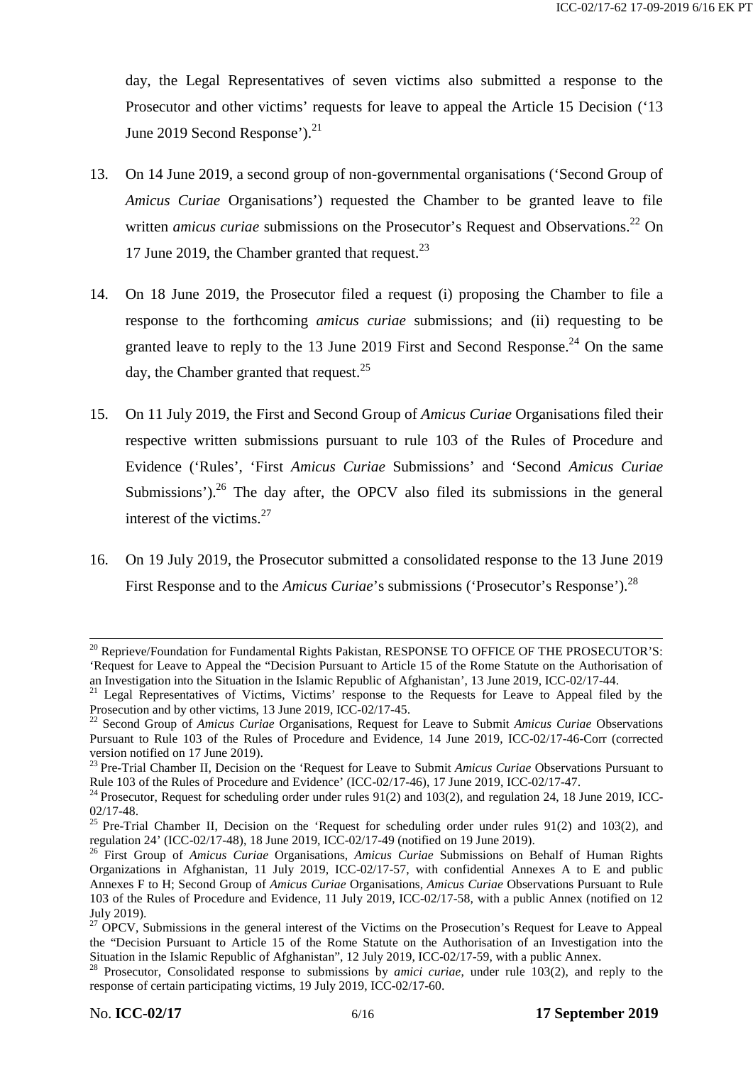day, the Legal Representatives of seven victims also submitted a response to the Prosecutor and other victims' requests for leave to appeal the Article 15 Decision ('13 June 2019 Second Response').[21]

13. On 14 June 2019, a second group of non-governmental organisations ('Second Group of *Amicus Curiae* Organisations') requested the Chamber to be granted leave to file written *amicus curiae* submissions on the Prosecutor's Request and Observations.[22] On 17 June 2019, the Chamber granted that request.[23]

14. On 18 June 2019, the Prosecutor filed a request (i) proposing the Chamber to file a response to the forthcoming *amicus curiae* submissions; and (ii) requesting to be granted leave to reply to the 13 June 2019 First and Second Response.[24] On the same day, the Chamber granted that request.[25]

15. On 11 July 2019, the First and Second Group of *Amicus Curiae* Organisations filed their respective written submissions pursuant to rule 103 of the Rules of Procedure and Evidence ('Rules', 'First *Amicus Curiae* Submissions' and 'Second *Amicus Curiae* Submissions').[26] The day after, the OPCV also filed its submissions in the general interest of the victims.[27]

16. On 19 July 2019, the Prosecutor submitted a consolidated response to the 13 June 2019 First Response and to the *Amicus Curiae*'s submissions ('Prosecutor's Response').[28]

---

[20] Reprieve/Foundation for Fundamental Rights Pakistan, RESPONSE TO OFFICE OF THE PROSECUTOR'S: 'Request for Leave to Appeal the "Decision Pursuant to Article 15 of the Rome Statute on the Authorisation of an Investigation into the Situation in the Islamic Republic of Afghanistan', 13 June 2019, ICC-02/17-44.

[21] Legal Representatives of Victims, Victims' response to the Requests for Leave to Appeal filed by the Prosecution and by other victims, 13 June 2019, ICC-02/17-45.

[22] Second Group of *Amicus Curiae* Organisations, Request for Leave to Submit *Amicus Curiae* Observations Pursuant to Rule 103 of the Rules of Procedure and Evidence, 14 June 2019, ICC-02/17-46-Corr (corrected version notified on 17 June 2019).

[23] Pre-Trial Chamber II, Decision on the 'Request for Leave to Submit *Amicus Curiae* Observations Pursuant to Rule 103 of the Rules of Procedure and Evidence' (ICC-02/17-46), 17 June 2019, ICC-02/17-47.

[24] Prosecutor, Request for scheduling order under rules 91(2) and 103(2), and regulation 24, 18 June 2019, ICC-02/17-48.

[25] Pre-Trial Chamber II, Decision on the 'Request for scheduling order under rules 91(2) and 103(2), and regulation 24' (ICC-02/17-48), 18 June 2019, ICC-02/17-49 (notified on 19 June 2019).

[26] First Group of *Amicus Curiae* Organisations, *Amicus Curiae* Submissions on Behalf of Human Rights Organizations in Afghanistan, 11 July 2019, ICC-02/17-57, with confidential Annexes A to E and public Annexes F to H; Second Group of *Amicus Curiae* Organisations, *Amicus Curiae* Observations Pursuant to Rule 103 of the Rules of Procedure and Evidence, 11 July 2019, ICC-02/17-58, with a public Annex (notified on 12 July 2019).

[27] OPCV, Submissions in the general interest of the Victims on the Prosecution's Request for Leave to Appeal the "Decision Pursuant to Article 15 of the Rome Statute on the Authorisation of an Investigation into the Situation in the Islamic Republic of Afghanistan", 12 July 2019, ICC-02/17-59, with a public Annex.

[28] Prosecutor, Consolidated response to submissions by *amici curiae*, under rule 103(2), and reply to the response of certain participating victims, 19 July 2019, ICC-02/17-60.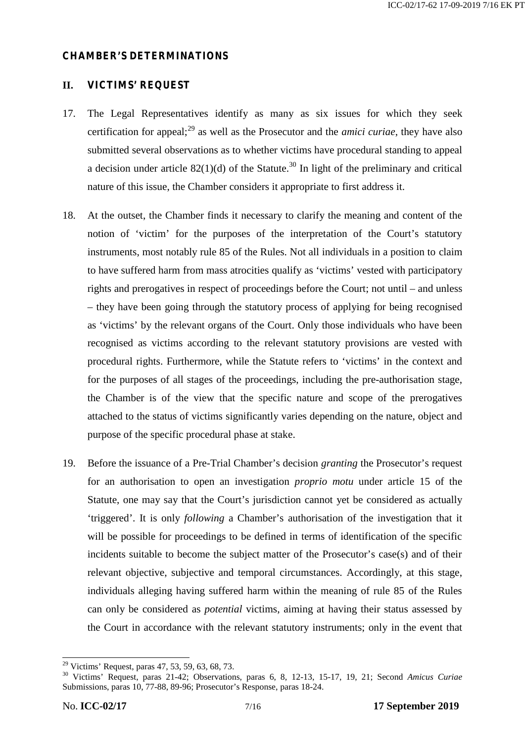## CHAMBER'S DETERMINATIONS

### II. VICTIMS' REQUEST

17. The Legal Representatives identify as many as six issues for which they seek certification for appeal;[29] as well as the Prosecutor and the *amici curiae*, they have also submitted several observations as to whether victims have procedural standing to appeal a decision under article 82(1)(d) of the Statute.[30] In light of the preliminary and critical nature of this issue, the Chamber considers it appropriate to first address it.

18. At the outset, the Chamber finds it necessary to clarify the meaning and content of the notion of 'victim' for the purposes of the interpretation of the Court's statutory instruments, most notably rule 85 of the Rules. Not all individuals in a position to claim to have suffered harm from mass atrocities qualify as 'victims' vested with participatory rights and prerogatives in respect of proceedings before the Court; not until – and unless – they have been going through the statutory process of applying for being recognised as 'victims' by the relevant organs of the Court. Only those individuals who have been recognised as victims according to the relevant statutory provisions are vested with procedural rights. Furthermore, while the Statute refers to 'victims' in the context and for the purposes of all stages of the proceedings, including the pre-authorisation stage, the Chamber is of the view that the specific nature and scope of the prerogatives attached to the status of victims significantly varies depending on the nature, object and purpose of the specific procedural phase at stake.

19. Before the issuance of a Pre-Trial Chamber's decision *granting* the Prosecutor's request for an authorisation to open an investigation *proprio motu* under article 15 of the Statute, one may say that the Court's jurisdiction cannot yet be considered as actually 'triggered'. It is only *following* a Chamber's authorisation of the investigation that it will be possible for proceedings to be defined in terms of identification of the specific incidents suitable to become the subject matter of the Prosecutor's case(s) and of their relevant objective, subjective and temporal circumstances. Accordingly, at this stage, individuals alleging having suffered harm within the meaning of rule 85 of the Rules can only be considered as *potential* victims, aiming at having their status assessed by the Court in accordance with the relevant statutory instruments; only in the event that

---

[29] Victims' Request, paras 47, 53, 59, 63, 68, 73.

[30] Victims' Request, paras 21-42; Observations, paras 6, 8, 12-13, 15-17, 19, 21; Second *Amicus Curiae* Submissions, paras 10, 77-88, 89-96; Prosecutor's Response, paras 18-24.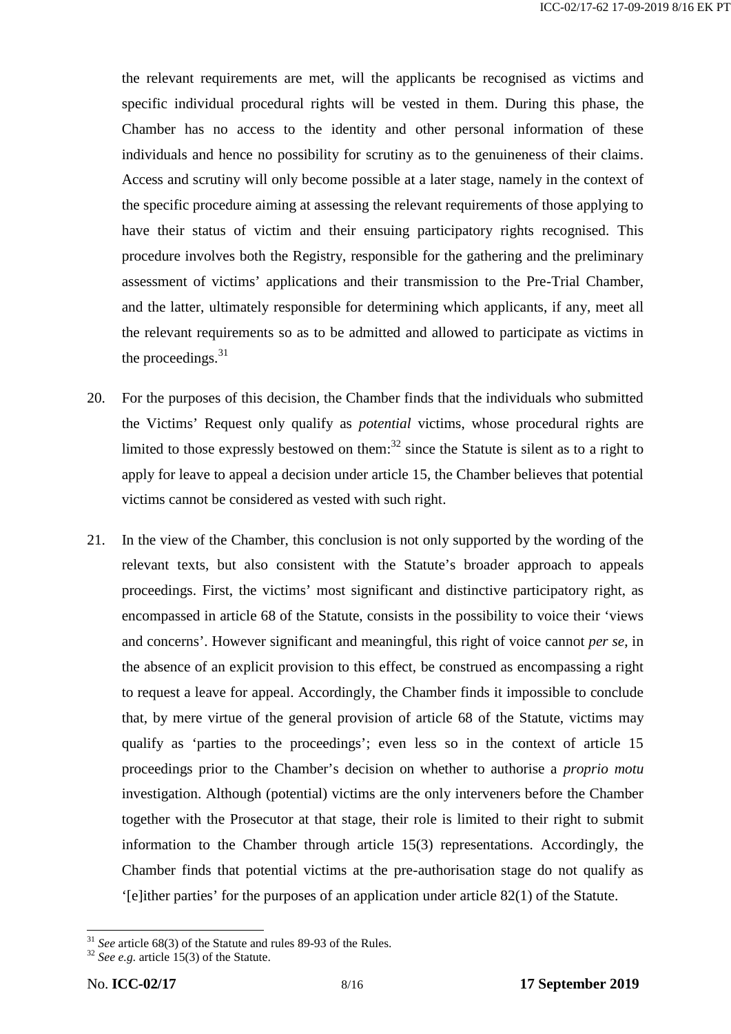the relevant requirements are met, will the applicants be recognised as victims and specific individual procedural rights will be vested in them. During this phase, the Chamber has no access to the identity and other personal information of these individuals and hence no possibility for scrutiny as to the genuineness of their claims. Access and scrutiny will only become possible at a later stage, namely in the context of the specific procedure aiming at assessing the relevant requirements of those applying to have their status of victim and their ensuing participatory rights recognised. This procedure involves both the Registry, responsible for the gathering and the preliminary assessment of victims' applications and their transmission to the Pre-Trial Chamber, and the latter, ultimately responsible for determining which applicants, if any, meet all the relevant requirements so as to be admitted and allowed to participate as victims in the proceedings.[31]

20. For the purposes of this decision, the Chamber finds that the individuals who submitted the Victims' Request only qualify as *potential* victims, whose procedural rights are limited to those expressly bestowed on them:[32] since the Statute is silent as to a right to apply for leave to appeal a decision under article 15, the Chamber believes that potential victims cannot be considered as vested with such right.

21. In the view of the Chamber, this conclusion is not only supported by the wording of the relevant texts, but also consistent with the Statute's broader approach to appeals proceedings. First, the victims' most significant and distinctive participatory right, as encompassed in article 68 of the Statute, consists in the possibility to voice their 'views and concerns'. However significant and meaningful, this right of voice cannot *per se*, in the absence of an explicit provision to this effect, be construed as encompassing a right to request a leave for appeal. Accordingly, the Chamber finds it impossible to conclude that, by mere virtue of the general provision of article 68 of the Statute, victims may qualify as 'parties to the proceedings'; even less so in the context of article 15 proceedings prior to the Chamber's decision on whether to authorise a *proprio motu* investigation. Although (potential) victims are the only interveners before the Chamber together with the Prosecutor at that stage, their role is limited to their right to submit information to the Chamber through article 15(3) representations. Accordingly, the Chamber finds that potential victims at the pre-authorisation stage do not qualify as '[e]ither parties' for the purposes of an application under article 82(1) of the Statute.

[31] *See* article 68(3) of the Statute and rules 89-93 of the Rules.
[32] *See e.g.* article 15(3) of the Statute.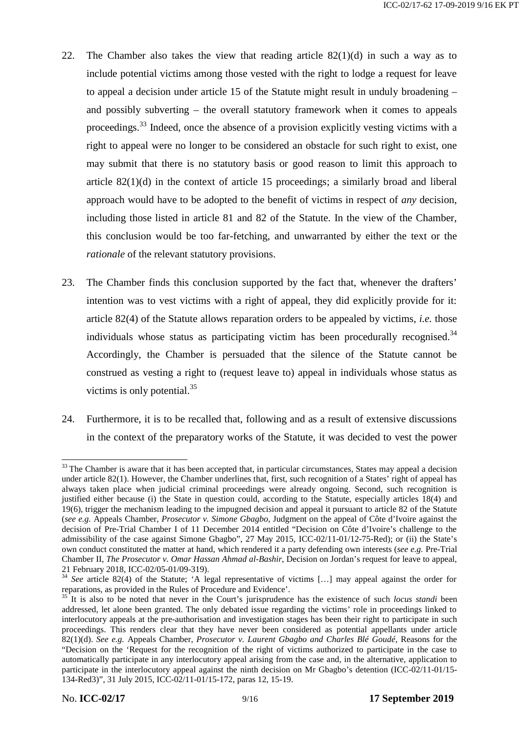22. The Chamber also takes the view that reading article 82(1)(d) in such a way as to include potential victims among those vested with the right to lodge a request for leave to appeal a decision under article 15 of the Statute might result in unduly broadening – and possibly subverting – the overall statutory framework when it comes to appeals proceedings.[33] Indeed, once the absence of a provision explicitly vesting victims with a right to appeal were no longer to be considered an obstacle for such right to exist, one may submit that there is no statutory basis or good reason to limit this approach to article 82(1)(d) in the context of article 15 proceedings; a similarly broad and liberal approach would have to be adopted to the benefit of victims in respect of *any* decision, including those listed in article 81 and 82 of the Statute. In the view of the Chamber, this conclusion would be too far-fetching, and unwarranted by either the text or the *rationale* of the relevant statutory provisions.

23. The Chamber finds this conclusion supported by the fact that, whenever the drafters' intention was to vest victims with a right of appeal, they did explicitly provide for it: article 82(4) of the Statute allows reparation orders to be appealed by victims, *i.e.* those individuals whose status as participating victim has been procedurally recognised.[34] Accordingly, the Chamber is persuaded that the silence of the Statute cannot be construed as vesting a right to (request leave to) appeal in individuals whose status as victims is only potential.[35]

24. Furthermore, it is to be recalled that, following and as a result of extensive discussions in the context of the preparatory works of the Statute, it was decided to vest the power

---

[33] The Chamber is aware that it has been accepted that, in particular circumstances, States may appeal a decision under article 82(1). However, the Chamber underlines that, first, such recognition of a States' right of appeal has always taken place when judicial criminal proceedings were already ongoing. Second, such recognition is justified either because (i) the State in question could, according to the Statute, especially articles 18(4) and 19(6), trigger the mechanism leading to the impugned decision and appeal it pursuant to article 82 of the Statute (*see e.g.* Appeals Chamber, *Prosecutor v. Simone Gbagbo*, Judgment on the appeal of Côte d'Ivoire against the decision of Pre-Trial Chamber I of 11 December 2014 entitled "Decision on Côte d'Ivoire's challenge to the admissibility of the case against Simone Gbagbo", 27 May 2015, ICC-01/12-75-Red); or (ii) the State's own conduct constituted the matter at hand, which rendered it a party defending own interests (*see e.g.* Pre-Trial Chamber II, *The Prosecutor v. Omar Hassan Ahmad al-Bashir*, Decision on Jordan's request for leave to appeal, 21 February 2018, ICC-02/05-01/09-319).

[34] *See* article 82(4) of the Statute; 'A legal representative of victims […] may appeal against the order for reparations, as provided in the Rules of Procedure and Evidence'.

[35] It is also to be noted that never in the Court's jurisprudence has the existence of such *locus standi* been addressed, let alone been granted. The only debated issue regarding the victims' role in proceedings linked to interlocutory appeals at the pre-authorisation and investigation stages has been their right to participate in such proceedings. This renders clear that they have never been considered as potential appellants under article 82(1)(d). *See e.g.* Appeals Chamber, *Prosecutor v. Laurent Gbagbo and Charles Blé Goudé*, Reasons for the "Decision on the 'Request for the recognition of the right of victims authorized to participate in the case to automatically participate in any interlocutory appeal arising from the case and, in the alternative, application to participate in the interlocutory appeal against the ninth decision on Mr Gbagbo's detention (ICC-02/11-01/15-134-Red3)", 31 July 2015, ICC-02/11-01/15-172, paras 12, 15-19.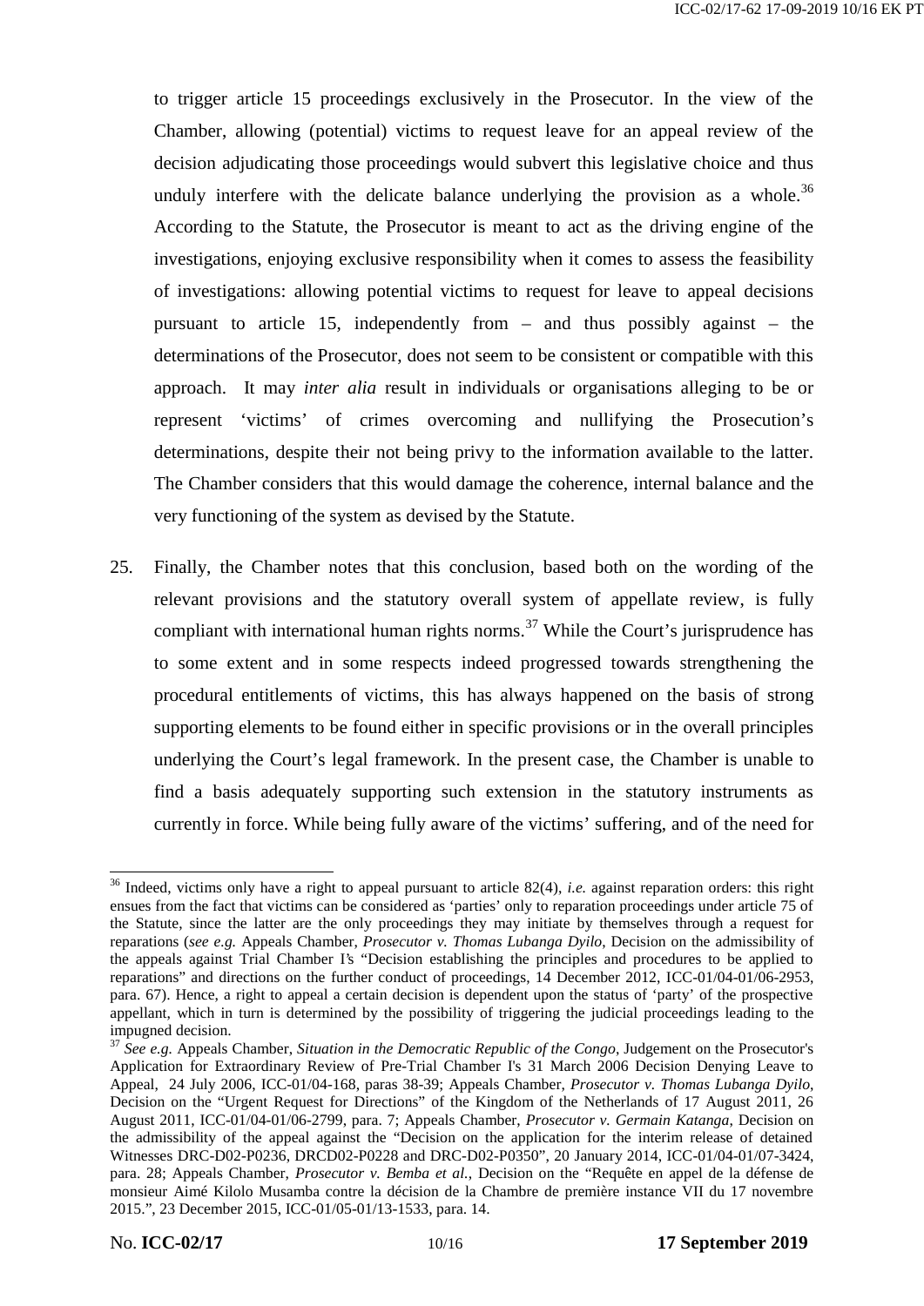to trigger article 15 proceedings exclusively in the Prosecutor. In the view of the Chamber, allowing (potential) victims to request leave for an appeal review of the decision adjudicating those proceedings would subvert this legislative choice and thus unduly interfere with the delicate balance underlying the provision as a whole.[36] According to the Statute, the Prosecutor is meant to act as the driving engine of the investigations, enjoying exclusive responsibility when it comes to assess the feasibility of investigations: allowing potential victims to request for leave to appeal decisions pursuant to article 15, independently from – and thus possibly against – the determinations of the Prosecutor, does not seem to be consistent or compatible with this approach. It may *inter alia* result in individuals or organisations alleging to be or represent 'victims' of crimes overcoming and nullifying the Prosecution's determinations, despite their not being privy to the information available to the latter. The Chamber considers that this would damage the coherence, internal balance and the very functioning of the system as devised by the Statute.

25. Finally, the Chamber notes that this conclusion, based both on the wording of the relevant provisions and the statutory overall system of appellate review, is fully compliant with international human rights norms.[37] While the Court's jurisprudence has to some extent and in some respects indeed progressed towards strengthening the procedural entitlements of victims, this has always happened on the basis of strong supporting elements to be found either in specific provisions or in the overall principles underlying the Court's legal framework. In the present case, the Chamber is unable to find a basis adequately supporting such extension in the statutory instruments as currently in force. While being fully aware of the victims' suffering, and of the need for

---

[36] Indeed, victims only have a right to appeal pursuant to article 82(4), *i.e.* against reparation orders: this right ensues from the fact that victims can be considered as 'parties' only to reparation proceedings under article 75 of the Statute, since the latter are the only proceedings they may initiate by themselves through a request for reparations (*see e.g.* Appeals Chamber, *Prosecutor v. Thomas Lubanga Dyilo*, Decision on the admissibility of the appeals against Trial Chamber I's "Decision establishing the principles and procedures to be applied to reparations" and directions on the further conduct of proceedings, 14 December 2012, ICC-01/04-01/06-2953, para. 67). Hence, a right to appeal a certain decision is dependent upon the status of 'party' of the prospective appellant, which in turn is determined by the possibility of triggering the judicial proceedings leading to the impugned decision.

[37] *See e.g.* Appeals Chamber, *Situation in the Democratic Republic of the Congo*, Judgement on the Prosecutor's Application for Extraordinary Review of Pre-Trial Chamber I's 31 March 2006 Decision Denying Leave to Appeal, 24 July 2006, ICC-01/04-168, paras 38-39; Appeals Chamber, *Prosecutor v. Thomas Lubanga Dyilo*, Decision on the "Urgent Request for Directions" of the Kingdom of the Netherlands of 17 August 2011, 26 August 2011, ICC-01/04-01/06-2799, para. 7; Appeals Chamber, *Prosecutor v. Germain Katanga*, Decision on the admissibility of the appeal against the "Decision on the application for the interim release of detained Witnesses DRC-D02-P0236, DRCD02-P0228 and DRC-D02-P0350", 20 January 2014, ICC-01/04-01/07-3424, para. 28; Appeals Chamber, *Prosecutor v. Bemba et al.*, Decision on the "Requête en appel de la défense de monsieur Aimé Kilolo Musamba contre la décision de la Chambre de première instance VII du 17 novembre 2015.", 23 December 2015, ICC-01/05-01/13-1533, para. 14.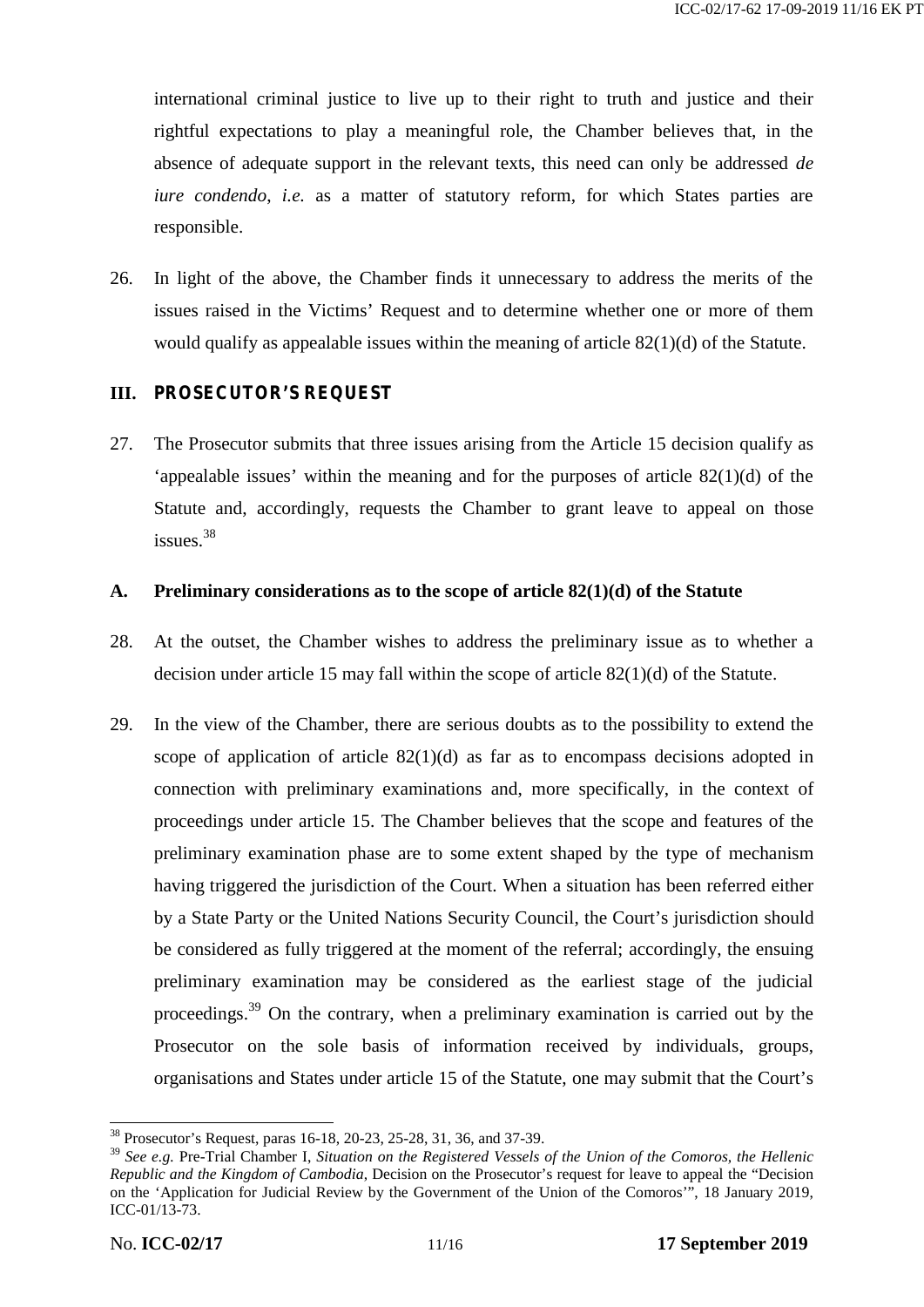international criminal justice to live up to their right to truth and justice and their rightful expectations to play a meaningful role, the Chamber believes that, in the absence of adequate support in the relevant texts, this need can only be addressed *de iure condendo*, *i.e.* as a matter of statutory reform, for which States parties are responsible.

26. In light of the above, the Chamber finds it unnecessary to address the merits of the issues raised in the Victims' Request and to determine whether one or more of them would qualify as appealable issues within the meaning of article 82(1)(d) of the Statute.

## III. PROSECUTOR'S REQUEST

27. The Prosecutor submits that three issues arising from the Article 15 decision qualify as 'appealable issues' within the meaning and for the purposes of article 82(1)(d) of the Statute and, accordingly, requests the Chamber to grant leave to appeal on those issues.[38]

### A. Preliminary considerations as to the scope of article 82(1)(d) of the Statute

28. At the outset, the Chamber wishes to address the preliminary issue as to whether a decision under article 15 may fall within the scope of article 82(1)(d) of the Statute.

29. In the view of the Chamber, there are serious doubts as to the possibility to extend the scope of application of article 82(1)(d) as far as to encompass decisions adopted in connection with preliminary examinations and, more specifically, in the context of proceedings under article 15. The Chamber believes that the scope and features of the preliminary examination phase are to some extent shaped by the type of mechanism having triggered the jurisdiction of the Court. When a situation has been referred either by a State Party or the United Nations Security Council, the Court's jurisdiction should be considered as fully triggered at the moment of the referral; accordingly, the ensuing preliminary examination may be considered as the earliest stage of the judicial proceedings.[39] On the contrary, when a preliminary examination is carried out by the Prosecutor on the sole basis of information received by individuals, groups, organisations and States under article 15 of the Statute, one may submit that the Court's

---

[38] Prosecutor's Request, paras 16-18, 20-23, 25-28, 31, 36, and 37-39.

[39] *See e.g.* Pre-Trial Chamber I, *Situation on the Registered Vessels of the Union of the Comoros, the Hellenic Republic and the Kingdom of Cambodia*, Decision on the Prosecutor's request for leave to appeal the "Decision on the 'Application for Judicial Review by the Government of the Union of the Comoros'", 18 January 2019, ICC-01/13-73.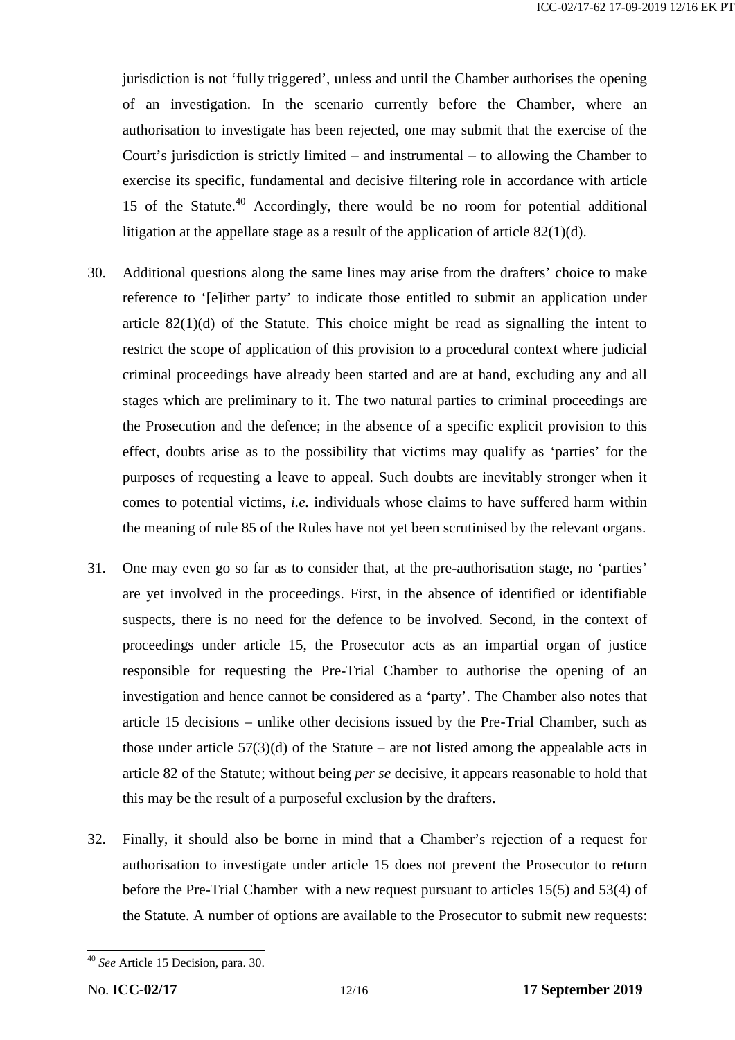jurisdiction is not 'fully triggered', unless and until the Chamber authorises the opening of an investigation. In the scenario currently before the Chamber, where an authorisation to investigate has been rejected, one may submit that the exercise of the Court's jurisdiction is strictly limited – and instrumental – to allowing the Chamber to exercise its specific, fundamental and decisive filtering role in accordance with article 15 of the Statute.[40] Accordingly, there would be no room for potential additional litigation at the appellate stage as a result of the application of article 82(1)(d).

30. Additional questions along the same lines may arise from the drafters' choice to make reference to '[e]ither party' to indicate those entitled to submit an application under article 82(1)(d) of the Statute. This choice might be read as signalling the intent to restrict the scope of application of this provision to a procedural context where judicial criminal proceedings have already been started and are at hand, excluding any and all stages which are preliminary to it. The two natural parties to criminal proceedings are the Prosecution and the defence; in the absence of a specific explicit provision to this effect, doubts arise as to the possibility that victims may qualify as 'parties' for the purposes of requesting a leave to appeal. Such doubts are inevitably stronger when it comes to potential victims, *i.e.* individuals whose claims to have suffered harm within the meaning of rule 85 of the Rules have not yet been scrutinised by the relevant organs.

31. One may even go so far as to consider that, at the pre-authorisation stage, no 'parties' are yet involved in the proceedings. First, in the absence of identified or identifiable suspects, there is no need for the defence to be involved. Second, in the context of proceedings under article 15, the Prosecutor acts as an impartial organ of justice responsible for requesting the Pre-Trial Chamber to authorise the opening of an investigation and hence cannot be considered as a 'party'. The Chamber also notes that article 15 decisions – unlike other decisions issued by the Pre-Trial Chamber, such as those under article 57(3)(d) of the Statute – are not listed among the appealable acts in article 82 of the Statute; without being *per se* decisive, it appears reasonable to hold that this may be the result of a purposeful exclusion by the drafters.

32. Finally, it should also be borne in mind that a Chamber's rejection of a request for authorisation to investigate under article 15 does not prevent the Prosecutor to return before the Pre-Trial Chamber with a new request pursuant to articles 15(5) and 53(4) of the Statute. A number of options are available to the Prosecutor to submit new requests:

---

[40] *See* Article 15 Decision, para. 30.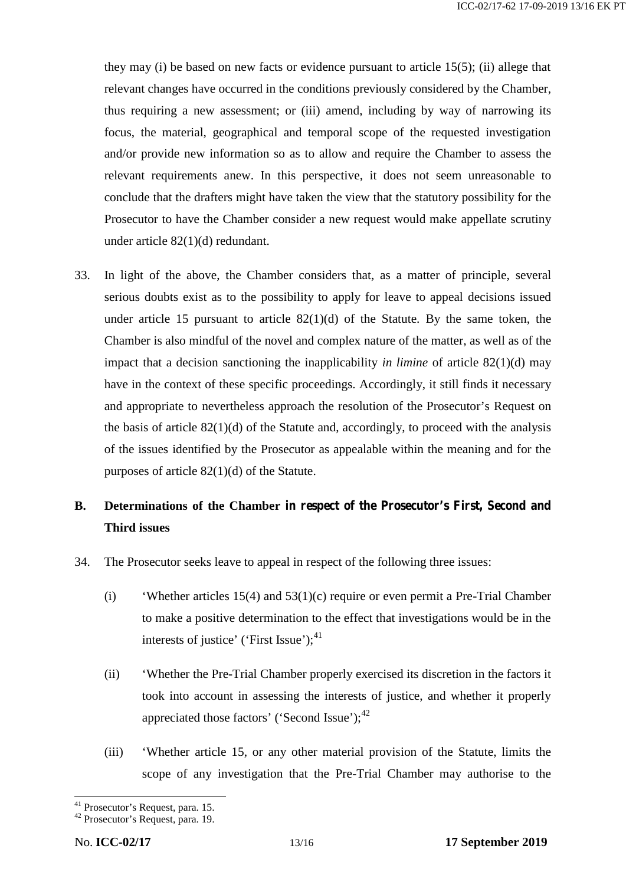they may (i) be based on new facts or evidence pursuant to article 15(5); (ii) allege that relevant changes have occurred in the conditions previously considered by the Chamber, thus requiring a new assessment; or (iii) amend, including by way of narrowing its focus, the material, geographical and temporal scope of the requested investigation and/or provide new information so as to allow and require the Chamber to assess the relevant requirements anew. In this perspective, it does not seem unreasonable to conclude that the drafters might have taken the view that the statutory possibility for the Prosecutor to have the Chamber consider a new request would make appellate scrutiny under article 82(1)(d) redundant.

33. In light of the above, the Chamber considers that, as a matter of principle, several serious doubts exist as to the possibility to apply for leave to appeal decisions issued under article 15 pursuant to article 82(1)(d) of the Statute. By the same token, the Chamber is also mindful of the novel and complex nature of the matter, as well as of the impact that a decision sanctioning the inapplicability *in limine* of article 82(1)(d) may have in the context of these specific proceedings. Accordingly, it still finds it necessary and appropriate to nevertheless approach the resolution of the Prosecutor's Request on the basis of article 82(1)(d) of the Statute and, accordingly, to proceed with the analysis of the issues identified by the Prosecutor as appealable within the meaning and for the purposes of article 82(1)(d) of the Statute.

## B. Determinations of the Chamber in respect of the Prosecutor's First, Second and Third issues

34. The Prosecutor seeks leave to appeal in respect of the following three issues:

(i) 'Whether articles 15(4) and 53(1)(c) require or even permit a Pre-Trial Chamber to make a positive determination to the effect that investigations would be in the interests of justice' ('First Issue');[41]

(ii) 'Whether the Pre-Trial Chamber properly exercised its discretion in the factors it took into account in assessing the interests of justice, and whether it properly appreciated those factors' ('Second Issue');[42]

(iii) 'Whether article 15, or any other material provision of the Statute, limits the scope of any investigation that the Pre-Trial Chamber may authorise to the

[41] Prosecutor's Request, para. 15.
[42] Prosecutor's Request, para. 19.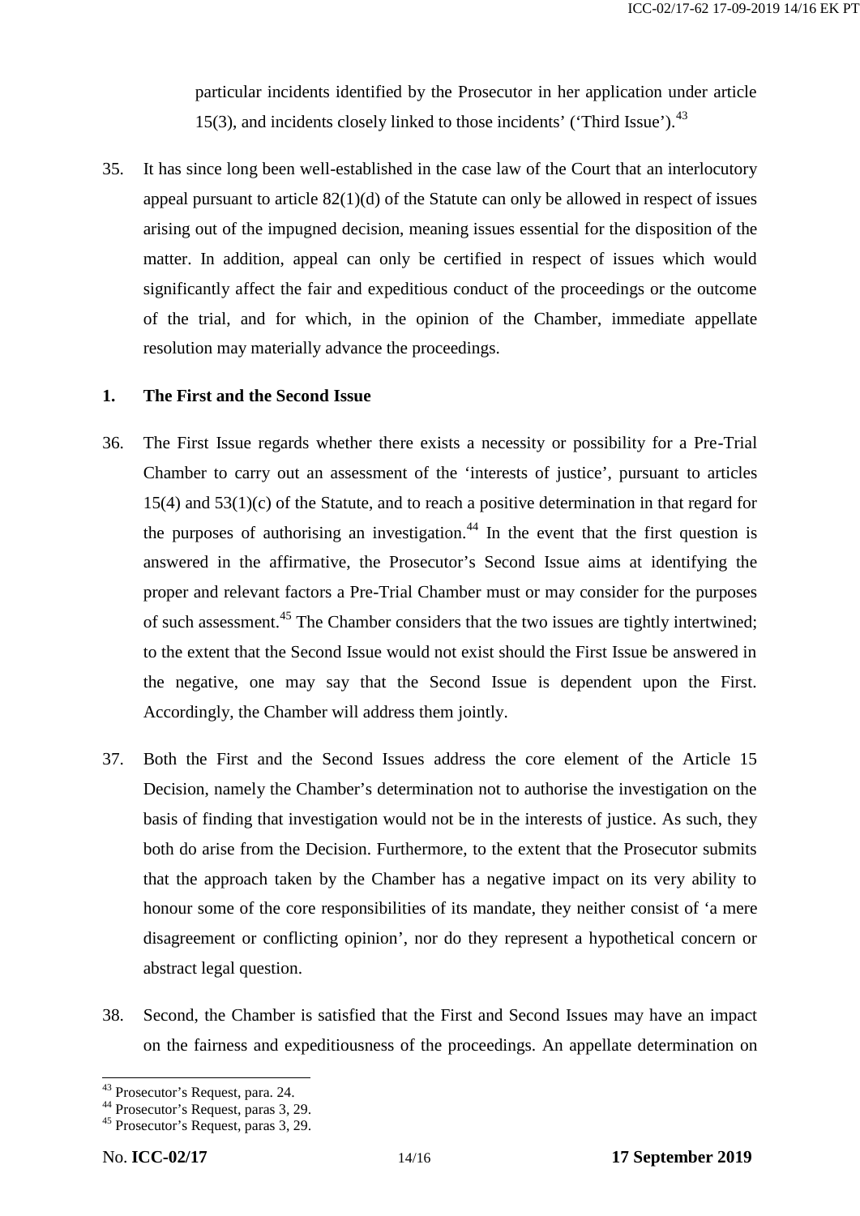particular incidents identified by the Prosecutor in her application under article 15(3), and incidents closely linked to those incidents' ('Third Issue').[43]

35. It has since long been well-established in the case law of the Court that an interlocutory appeal pursuant to article 82(1)(d) of the Statute can only be allowed in respect of issues arising out of the impugned decision, meaning issues essential for the disposition of the matter. In addition, appeal can only be certified in respect of issues which would significantly affect the fair and expeditious conduct of the proceedings or the outcome of the trial, and for which, in the opinion of the Chamber, immediate appellate resolution may materially advance the proceedings.

### 1. The First and the Second Issue

36. The First Issue regards whether there exists a necessity or possibility for a Pre-Trial Chamber to carry out an assessment of the 'interests of justice', pursuant to articles 15(4) and 53(1)(c) of the Statute, and to reach a positive determination in that regard for the purposes of authorising an investigation.[44] In the event that the first question is answered in the affirmative, the Prosecutor's Second Issue aims at identifying the proper and relevant factors a Pre-Trial Chamber must or may consider for the purposes of such assessment.[45] The Chamber considers that the two issues are tightly intertwined; to the extent that the Second Issue would not exist should the First Issue be answered in the negative, one may say that the Second Issue is dependent upon the First. Accordingly, the Chamber will address them jointly.

37. Both the First and the Second Issues address the core element of the Article 15 Decision, namely the Chamber's determination not to authorise the investigation on the basis of finding that investigation would not be in the interests of justice. As such, they both do arise from the Decision. Furthermore, to the extent that the Prosecutor submits that the approach taken by the Chamber has a negative impact on its very ability to honour some of the core responsibilities of its mandate, they neither consist of 'a mere disagreement or conflicting opinion', nor do they represent a hypothetical concern or abstract legal question.

38. Second, the Chamber is satisfied that the First and Second Issues may have an impact on the fairness and expeditiousness of the proceedings. An appellate determination on

[43] Prosecutor's Request, para. 24.
[44] Prosecutor's Request, paras 3, 29.
[45] Prosecutor's Request, paras 3, 29.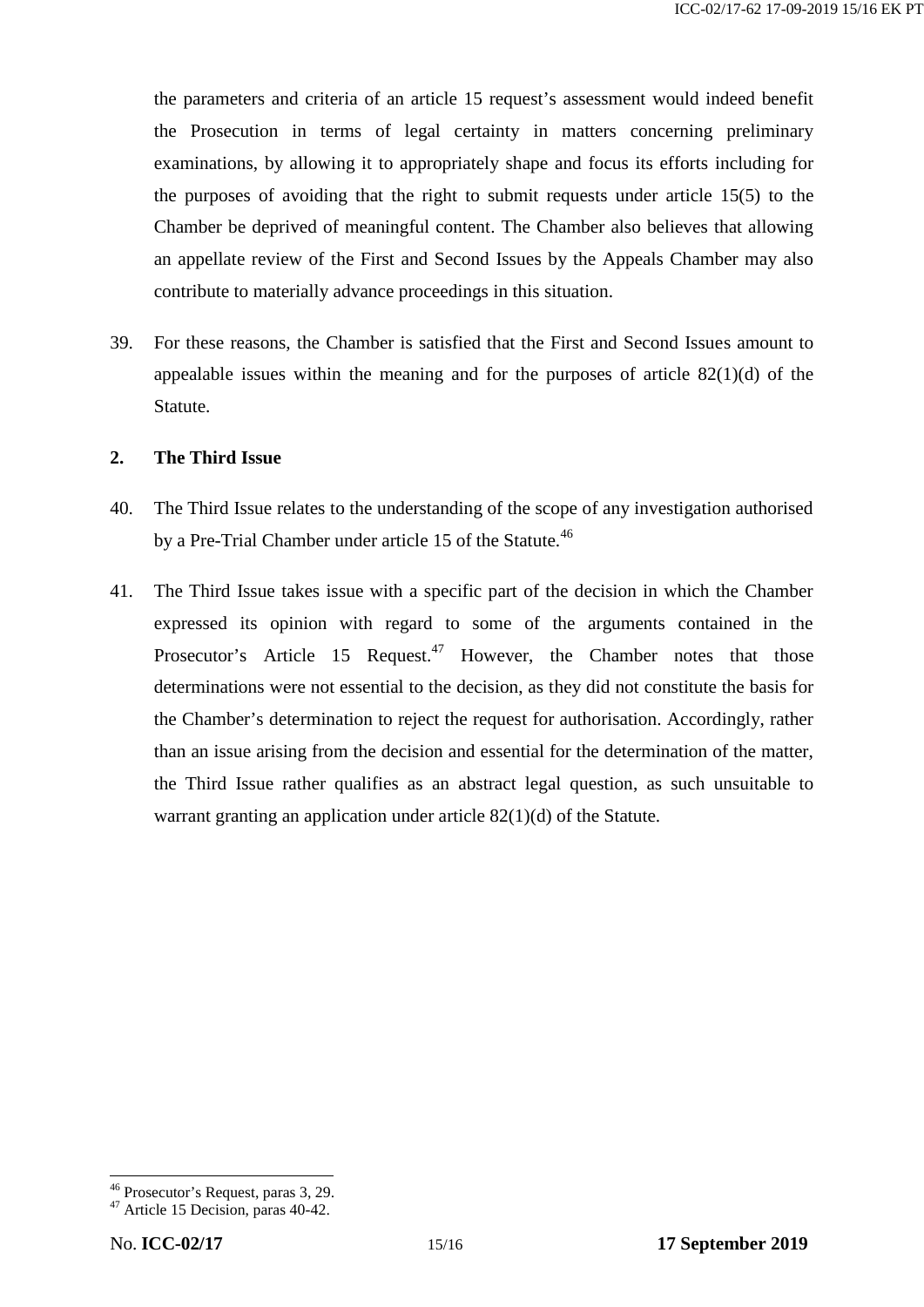the parameters and criteria of an article 15 request's assessment would indeed benefit the Prosecution in terms of legal certainty in matters concerning preliminary examinations, by allowing it to appropriately shape and focus its efforts including for the purposes of avoiding that the right to submit requests under article 15(5) to the Chamber be deprived of meaningful content. The Chamber also believes that allowing an appellate review of the First and Second Issues by the Appeals Chamber may also contribute to materially advance proceedings in this situation.

39. For these reasons, the Chamber is satisfied that the First and Second Issues amount to appealable issues within the meaning and for the purposes of article 82(1)(d) of the Statute.

## 2. The Third Issue

40. The Third Issue relates to the understanding of the scope of any investigation authorised by a Pre-Trial Chamber under article 15 of the Statute.[46]

41. The Third Issue takes issue with a specific part of the decision in which the Chamber expressed its opinion with regard to some of the arguments contained in the Prosecutor's Article 15 Request.[47] However, the Chamber notes that those determinations were not essential to the decision, as they did not constitute the basis for the Chamber's determination to reject the request for authorisation. Accordingly, rather than an issue arising from the decision and essential for the determination of the matter, the Third Issue rather qualifies as an abstract legal question, as such unsuitable to warrant granting an application under article 82(1)(d) of the Statute.

---

[46] Prosecutor's Request, paras 3, 29.

[47] Article 15 Decision, paras 40-42.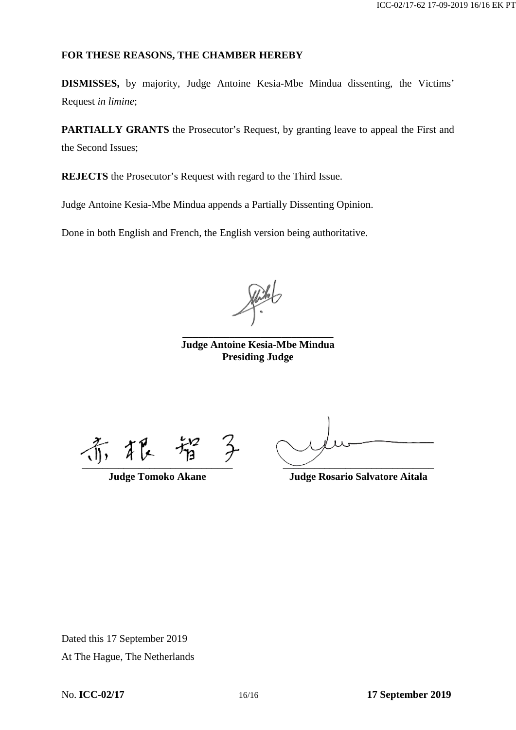**FOR THESE REASONS, THE CHAMBER HEREBY**

**DISMISSES,** by majority, Judge Antoine Kesia-Mbe Mindua dissenting, the Victims' Request *in limine*;

**PARTIALLY GRANTS** the Prosecutor's Request, by granting leave to appeal the First and the Second Issues;

**REJECTS** the Prosecutor's Request with regard to the Third Issue.

Judge Antoine Kesia-Mbe Mindua appends a Partially Dissenting Opinion.

Done in both English and French, the English version being authoritative.

**Judge Antoine Kesia-Mbe Mindua**
**Presiding Judge**

**Judge Tomoko Akane** | **Judge Rosario Salvatore Aitala**

Dated this 17 September 2019

At The Hague, The Netherlands